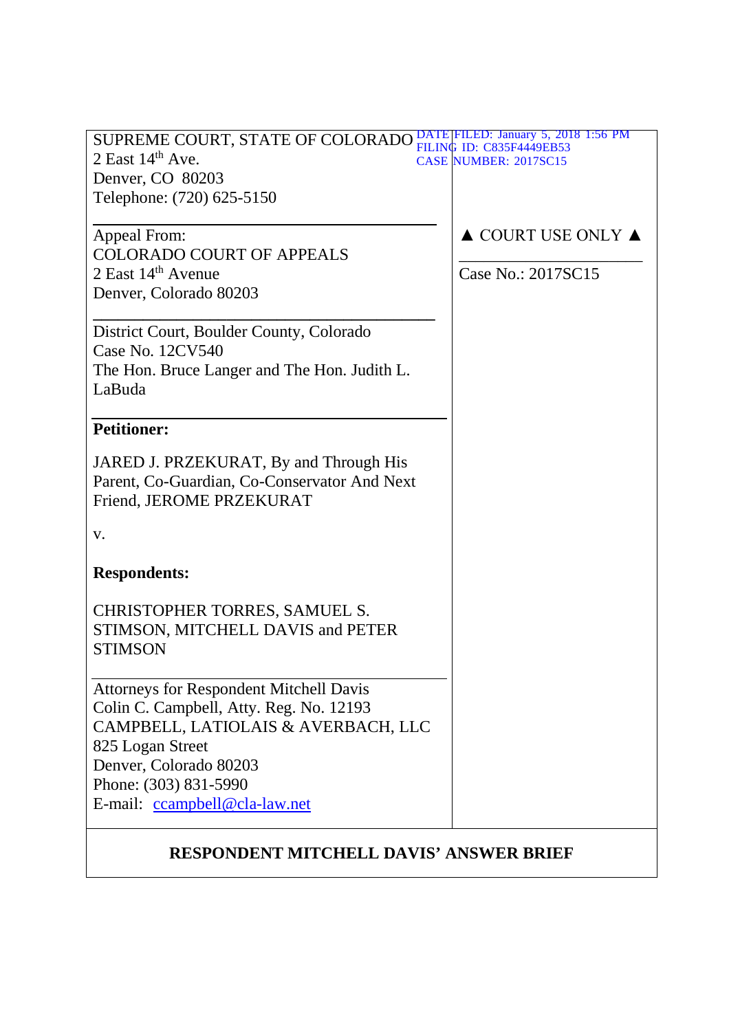SUPREME COURT, STATE OF COLORADO
2 East 14th Ave.
Denver, CO 80203
Telephone: (720) 625-5150

DATE FILED: January 5, 2018 1:56 PM
FILING ID: C835F4449EB53
CASE NUMBER: 2017SC15

---

Appeal From:
COLORADO COURT OF APPEALS
2 East 14th Avenue
Denver, Colorado 80203

---

District Court, Boulder County, Colorado
Case No. 12CV540
The Hon. Bruce Langer and The Hon. Judith L. LaBuda

---

**Petitioner:**

JARED J. PRZEKURAT, By and Through His Parent, Co-Guardian, Co-Conservator And Next Friend, JEROME PRZEKURAT

v.

**Respondents:**

CHRISTOPHER TORRES, SAMUEL S. STIMSON, MITCHELL DAVIS and PETER STIMSON

▲ COURT USE ONLY ▲

Case No.: 2017SC15

---

Attorneys for Respondent Mitchell Davis
Colin C. Campbell, Atty. Reg. No. 12193
CAMPBELL, LATIOLAIS & AVERBACH, LLC
825 Logan Street
Denver, Colorado 80203
Phone: (303) 831-5990
E-mail: ccampbell@cla-law.net

---

**RESPONDENT MITCHELL DAVIS' ANSWER BRIEF**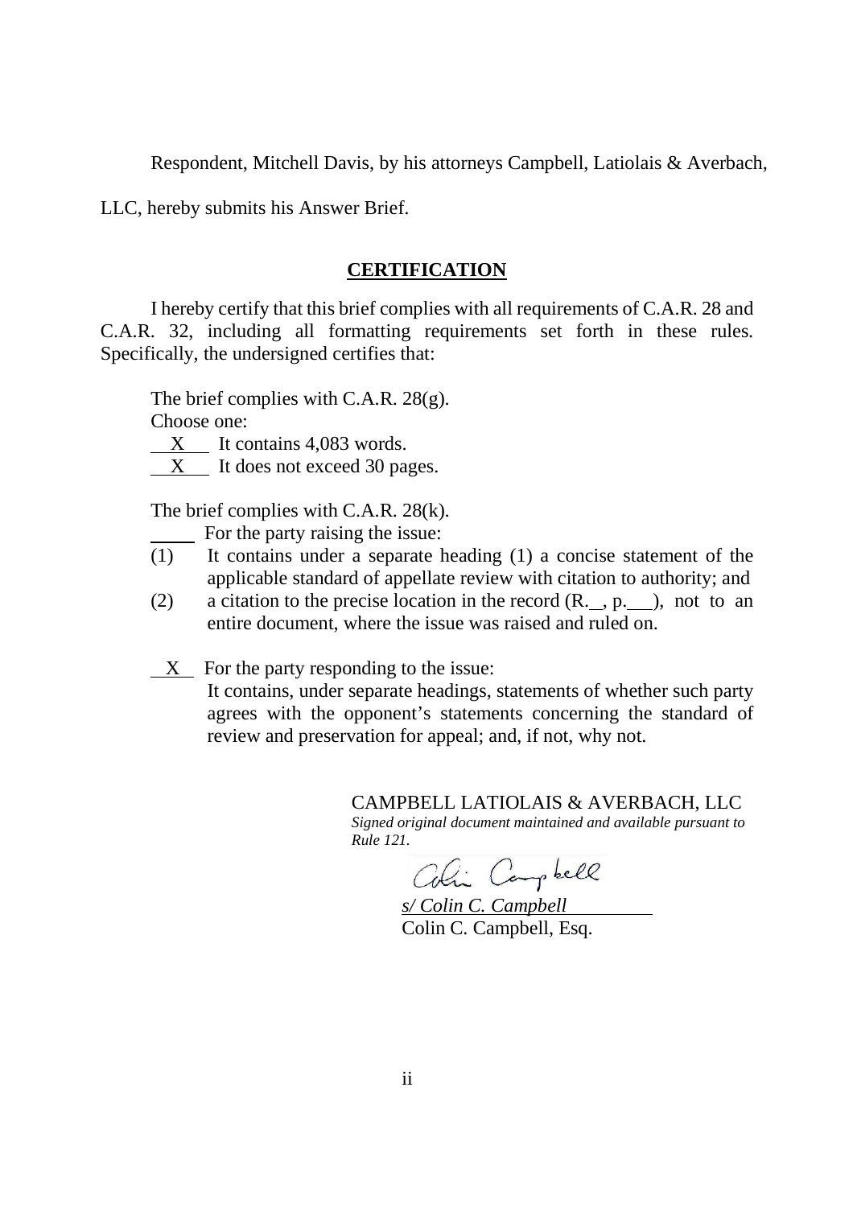Respondent, Mitchell Davis, by his attorneys Campbell, Latiolais & Averbach, LLC, hereby submits his Answer Brief.

## CERTIFICATION

I hereby certify that this brief complies with all requirements of C.A.R. 28 and C.A.R. 32, including all formatting requirements set forth in these rules. Specifically, the undersigned certifies that:

The brief complies with C.A.R. 28(g).

Choose one:

\_\_X\_\_ It contains 4,083 words.

\_\_X\_\_ It does not exceed 30 pages.

The brief complies with C.A.R. 28(k).

\_\_\_\_\_ For the party raising the issue:

(1) It contains under a separate heading (1) a concise statement of the applicable standard of appellate review with citation to authority; and

(2) a citation to the precise location in the record (R.\_\_, p.\_\_\_), not to an entire document, where the issue was raised and ruled on.

\_\_X\_\_ For the party responding to the issue:

It contains, under separate headings, statements of whether such party agrees with the opponent's statements concerning the standard of review and preservation for appeal; and, if not, why not.

CAMPBELL LATIOLAIS & AVERBACH, LLC

*Signed original document maintained and available pursuant to Rule 121.*

*s/ Colin C. Campbell*

Colin C. Campbell, Esq.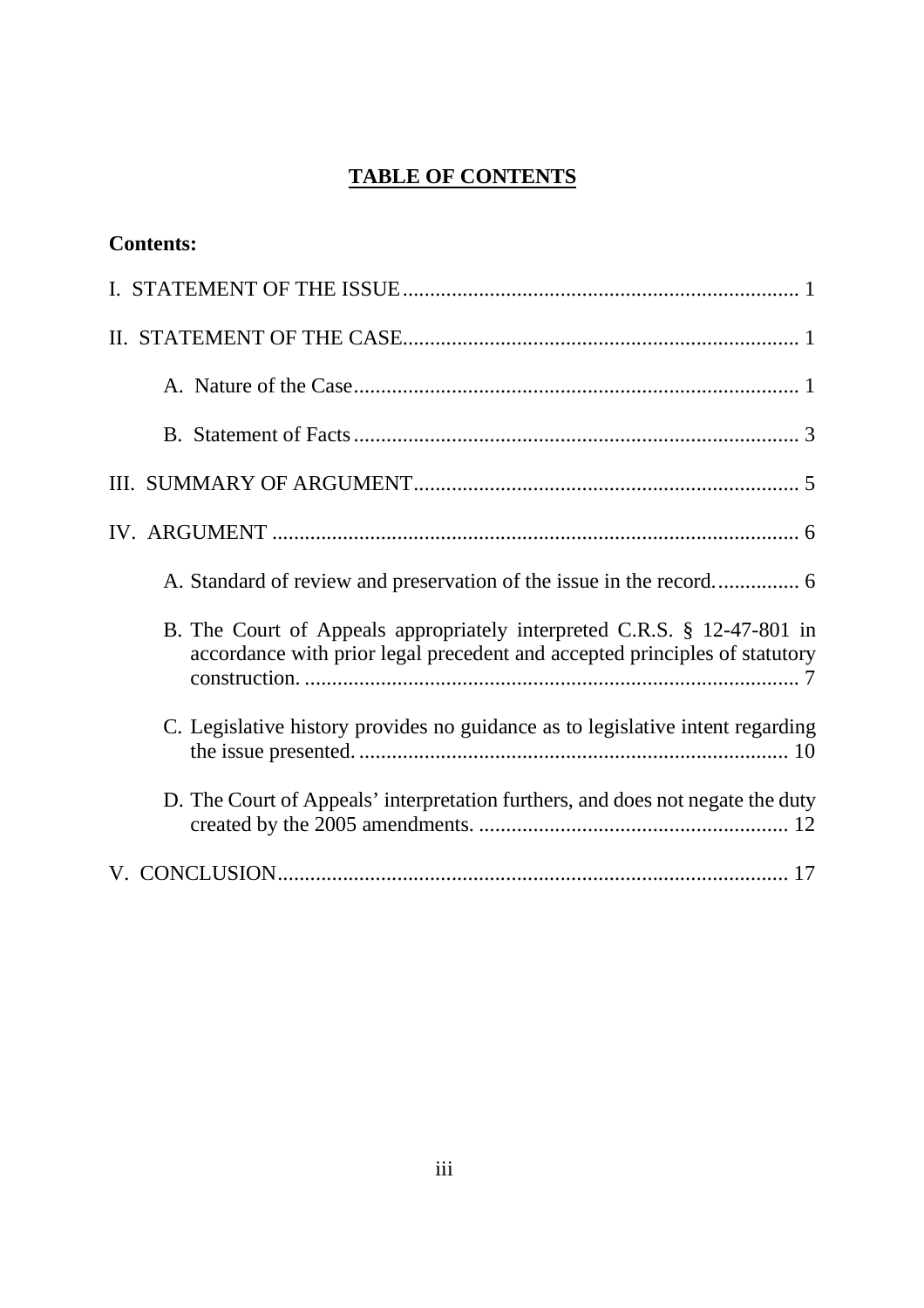# **TABLE OF CONTENTS**

**Contents:**

I. STATEMENT OF THE ISSUE........................................................................ 1

II. STATEMENT OF THE CASE........................................................................ 1

- A. Nature of the Case.................................................................................. 1
- B. Statement of Facts.................................................................................. 3

III. SUMMARY OF ARGUMENT...................................................................... 5

IV. ARGUMENT ............................................................................................... 6

- A. Standard of review and preservation of the issue in the record................ 6
- B. The Court of Appeals appropriately interpreted C.R.S. § 12-47-801 in accordance with prior legal precedent and accepted principles of statutory construction. ........................................................................................... 7
- C. Legislative history provides no guidance as to legislative intent regarding the issue presented. ............................................................................... 10
- D. The Court of Appeals' interpretation furthers, and does not negate the duty created by the 2005 amendments. ......................................................... 12

V. CONCLUSION.............................................................................................. 17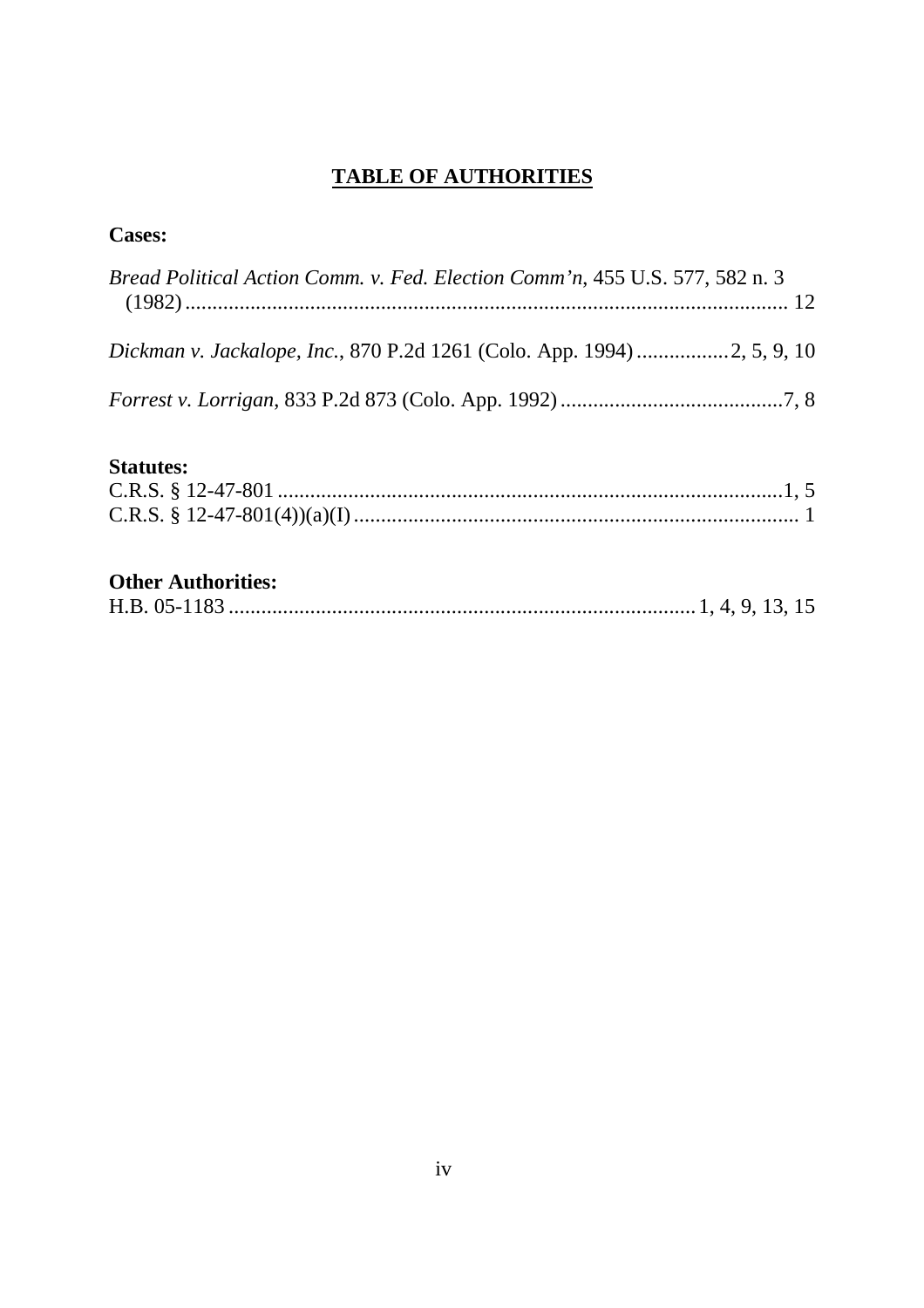# **TABLE OF AUTHORITIES**

**Cases:**

*Bread Political Action Comm. v. Fed. Election Comm'n,* 455 U.S. 577, 582 n. 3 (1982) .............................................................................................................. 12

*Dickman v. Jackalope, Inc.*, 870 P.2d 1261 (Colo. App. 1994) ................ 2, 5, 9, 10

*Forrest v. Lorrigan*, 833 P.2d 873 (Colo. App. 1992) .........................................7, 8

**Statutes:**

C.R.S. § 12-47-801 ............................................................................................1, 5

C.R.S. § 12-47-801(4))(a)(I) ................................................................................. 1

**Other Authorities:**

H.B. 05-1183 ..................................................................................... 1, 4, 9, 13, 15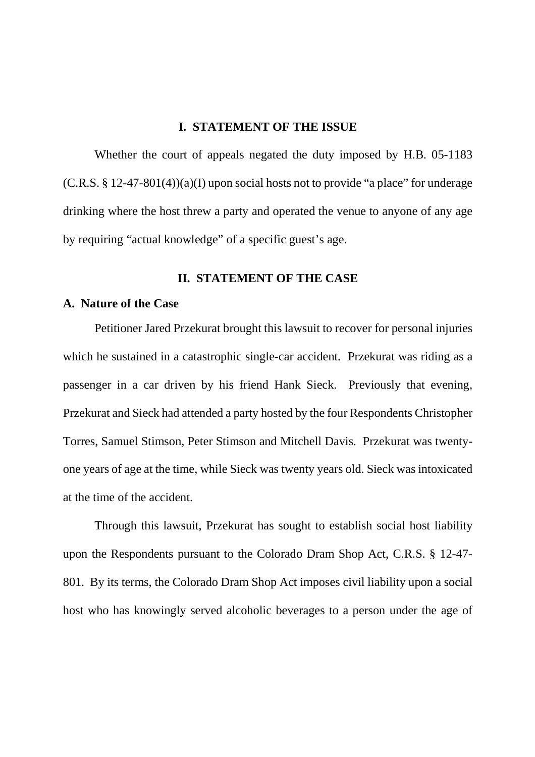## I. STATEMENT OF THE ISSUE

Whether the court of appeals negated the duty imposed by H.B. 05-1183 (C.R.S. § 12-47-801(4))(a)(I) upon social hosts not to provide "a place" for underage drinking where the host threw a party and operated the venue to anyone of any age by requiring "actual knowledge" of a specific guest's age.

## II. STATEMENT OF THE CASE

### A. Nature of the Case

Petitioner Jared Przekurat brought this lawsuit to recover for personal injuries which he sustained in a catastrophic single-car accident. Przekurat was riding as a passenger in a car driven by his friend Hank Sieck. Previously that evening, Przekurat and Sieck had attended a party hosted by the four Respondents Christopher Torres, Samuel Stimson, Peter Stimson and Mitchell Davis. Przekurat was twenty-one years of age at the time, while Sieck was twenty years old. Sieck was intoxicated at the time of the accident.

Through this lawsuit, Przekurat has sought to establish social host liability upon the Respondents pursuant to the Colorado Dram Shop Act, C.R.S. § 12-47-801. By its terms, the Colorado Dram Shop Act imposes civil liability upon a social host who has knowingly served alcoholic beverages to a person under the age of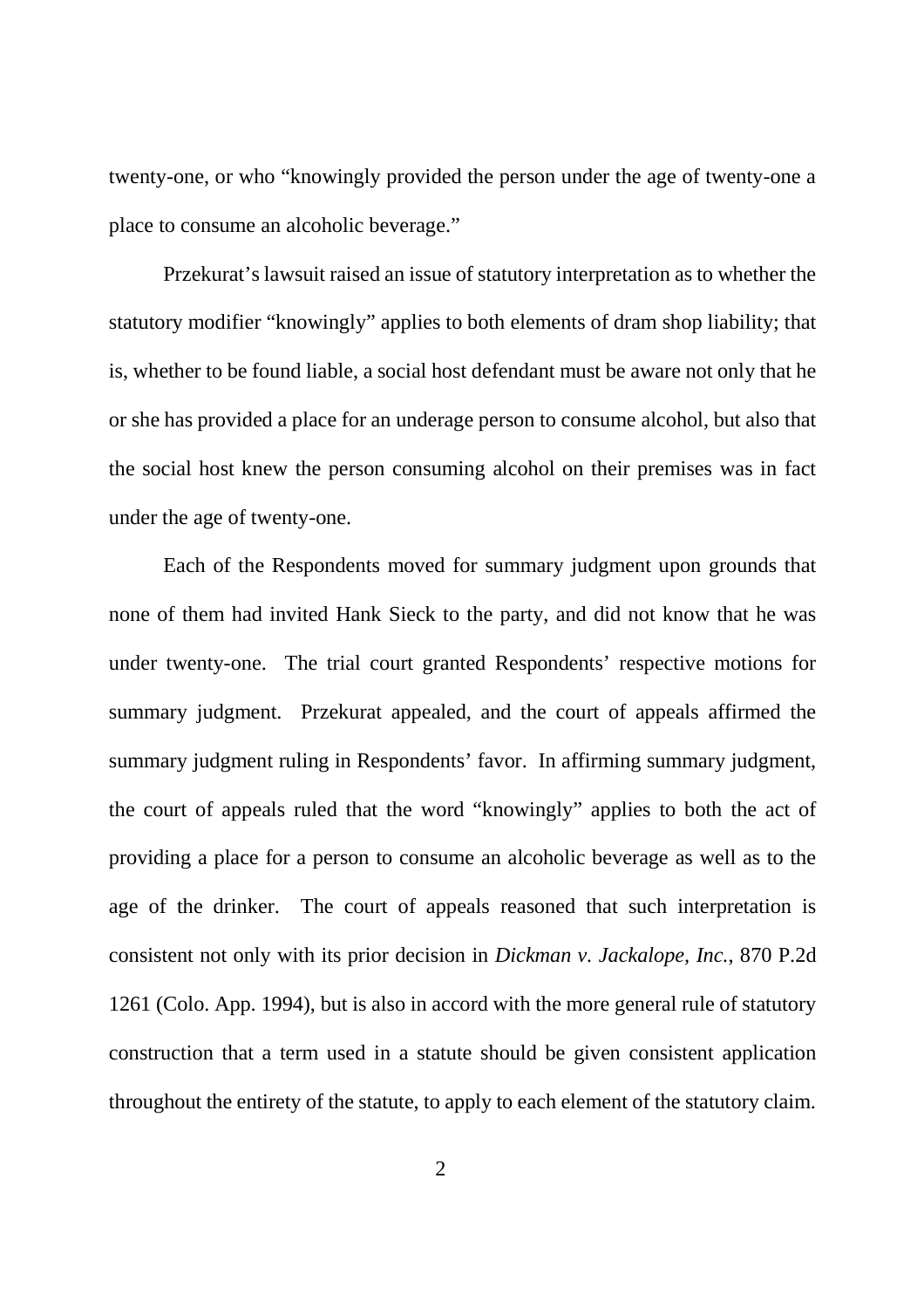twenty-one, or who "knowingly provided the person under the age of twenty-one a place to consume an alcoholic beverage."

Przekurat's lawsuit raised an issue of statutory interpretation as to whether the statutory modifier "knowingly" applies to both elements of dram shop liability; that is, whether to be found liable, a social host defendant must be aware not only that he or she has provided a place for an underage person to consume alcohol, but also that the social host knew the person consuming alcohol on their premises was in fact under the age of twenty-one.

Each of the Respondents moved for summary judgment upon grounds that none of them had invited Hank Sieck to the party, and did not know that he was under twenty-one. The trial court granted Respondents' respective motions for summary judgment. Przekurat appealed, and the court of appeals affirmed the summary judgment ruling in Respondents' favor. In affirming summary judgment, the court of appeals ruled that the word "knowingly" applies to both the act of providing a place for a person to consume an alcoholic beverage as well as to the age of the drinker. The court of appeals reasoned that such interpretation is consistent not only with its prior decision in *Dickman v. Jackalope, Inc.*, 870 P.2d 1261 (Colo. App. 1994), but is also in accord with the more general rule of statutory construction that a term used in a statute should be given consistent application throughout the entirety of the statute, to apply to each element of the statutory claim.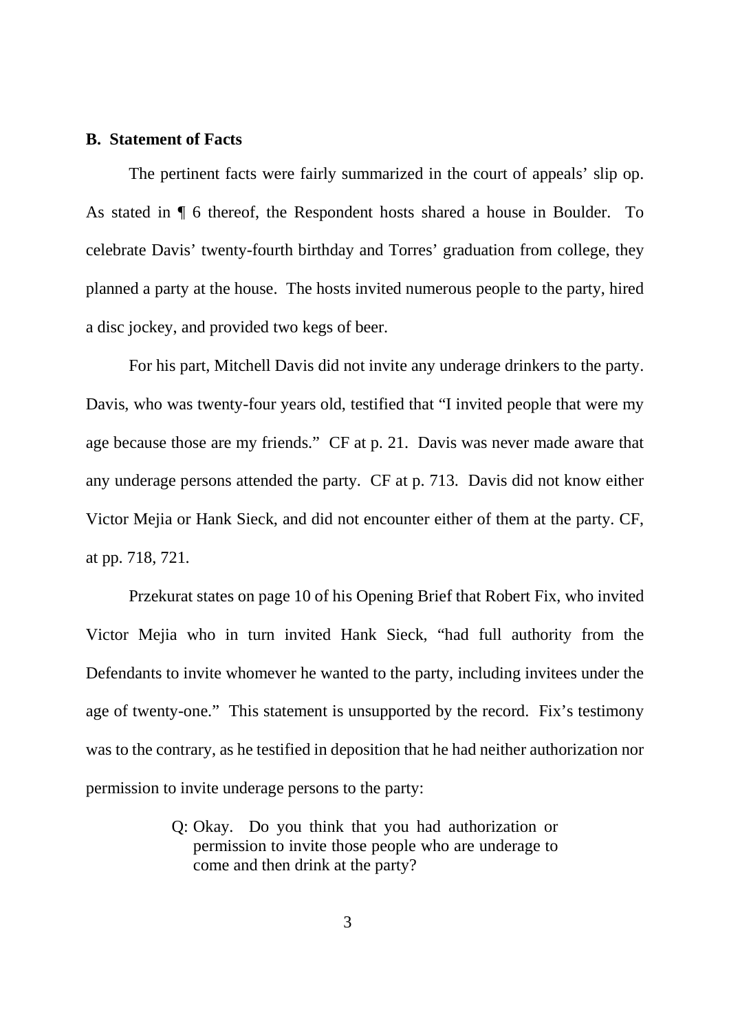### B. Statement of Facts

The pertinent facts were fairly summarized in the court of appeals' slip op. As stated in ¶ 6 thereof, the Respondent hosts shared a house in Boulder. To celebrate Davis' twenty-fourth birthday and Torres' graduation from college, they planned a party at the house. The hosts invited numerous people to the party, hired a disc jockey, and provided two kegs of beer.

For his part, Mitchell Davis did not invite any underage drinkers to the party. Davis, who was twenty-four years old, testified that "I invited people that were my age because those are my friends." CF at p. 21. Davis was never made aware that any underage persons attended the party. CF at p. 713. Davis did not know either Victor Mejia or Hank Sieck, and did not encounter either of them at the party. CF, at pp. 718, 721.

Przekurat states on page 10 of his Opening Brief that Robert Fix, who invited Victor Mejia who in turn invited Hank Sieck, "had full authority from the Defendants to invite whomever he wanted to the party, including invitees under the age of twenty-one." This statement is unsupported by the record. Fix's testimony was to the contrary, as he testified in deposition that he had neither authorization nor permission to invite underage persons to the party:

> Q: Okay. Do you think that you had authorization or permission to invite those people who are underage to come and then drink at the party?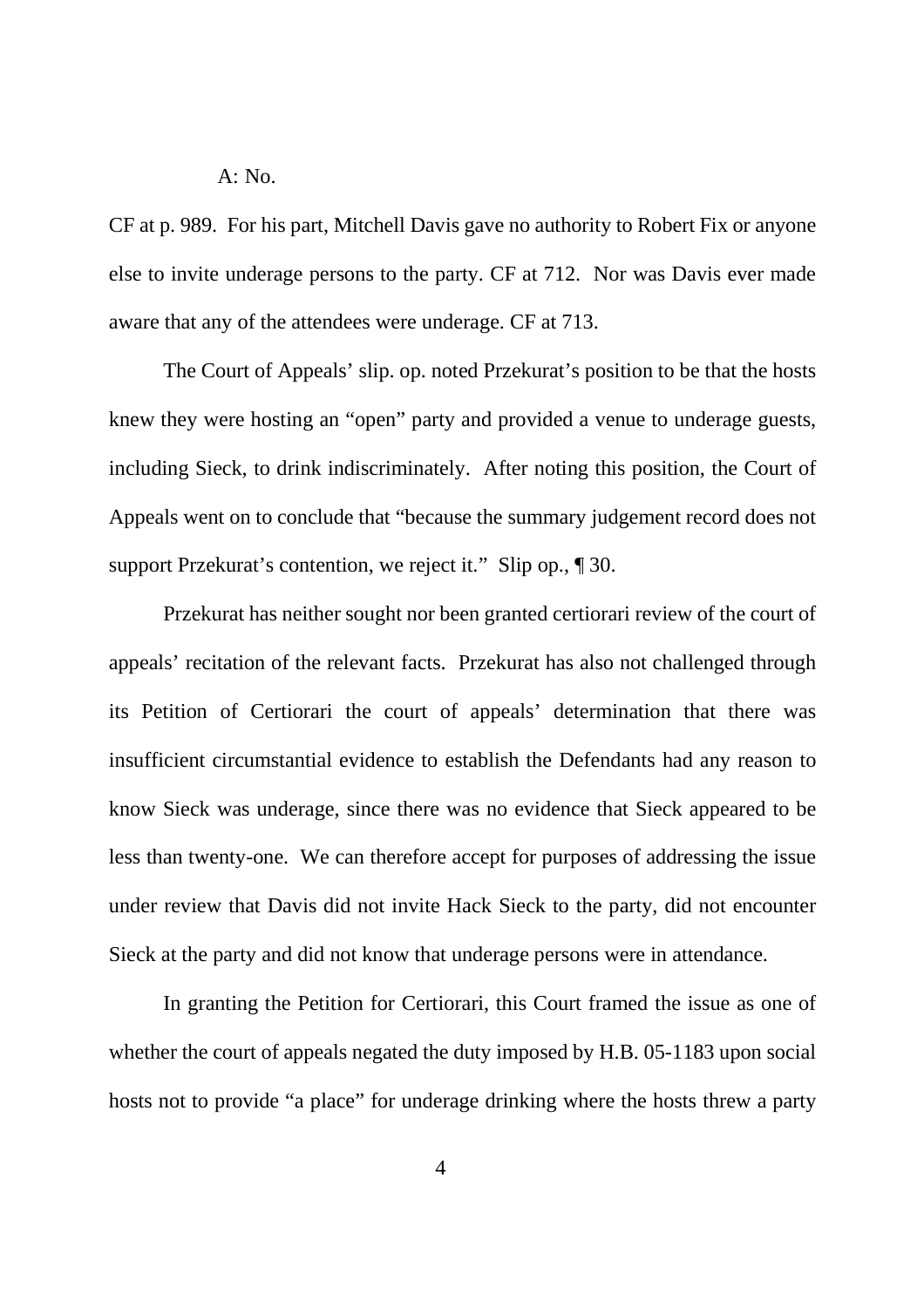A: No.

CF at p. 989. For his part, Mitchell Davis gave no authority to Robert Fix or anyone else to invite underage persons to the party. CF at 712. Nor was Davis ever made aware that any of the attendees were underage. CF at 713.

The Court of Appeals' slip. op. noted Przekurat's position to be that the hosts knew they were hosting an "open" party and provided a venue to underage guests, including Sieck, to drink indiscriminately. After noting this position, the Court of Appeals went on to conclude that "because the summary judgement record does not support Przekurat's contention, we reject it." Slip op., ¶ 30.

Przekurat has neither sought nor been granted certiorari review of the court of appeals' recitation of the relevant facts. Przekurat has also not challenged through its Petition of Certiorari the court of appeals' determination that there was insufficient circumstantial evidence to establish the Defendants had any reason to know Sieck was underage, since there was no evidence that Sieck appeared to be less than twenty-one. We can therefore accept for purposes of addressing the issue under review that Davis did not invite Hack Sieck to the party, did not encounter Sieck at the party and did not know that underage persons were in attendance.

In granting the Petition for Certiorari, this Court framed the issue as one of whether the court of appeals negated the duty imposed by H.B. 05-1183 upon social hosts not to provide "a place" for underage drinking where the hosts threw a party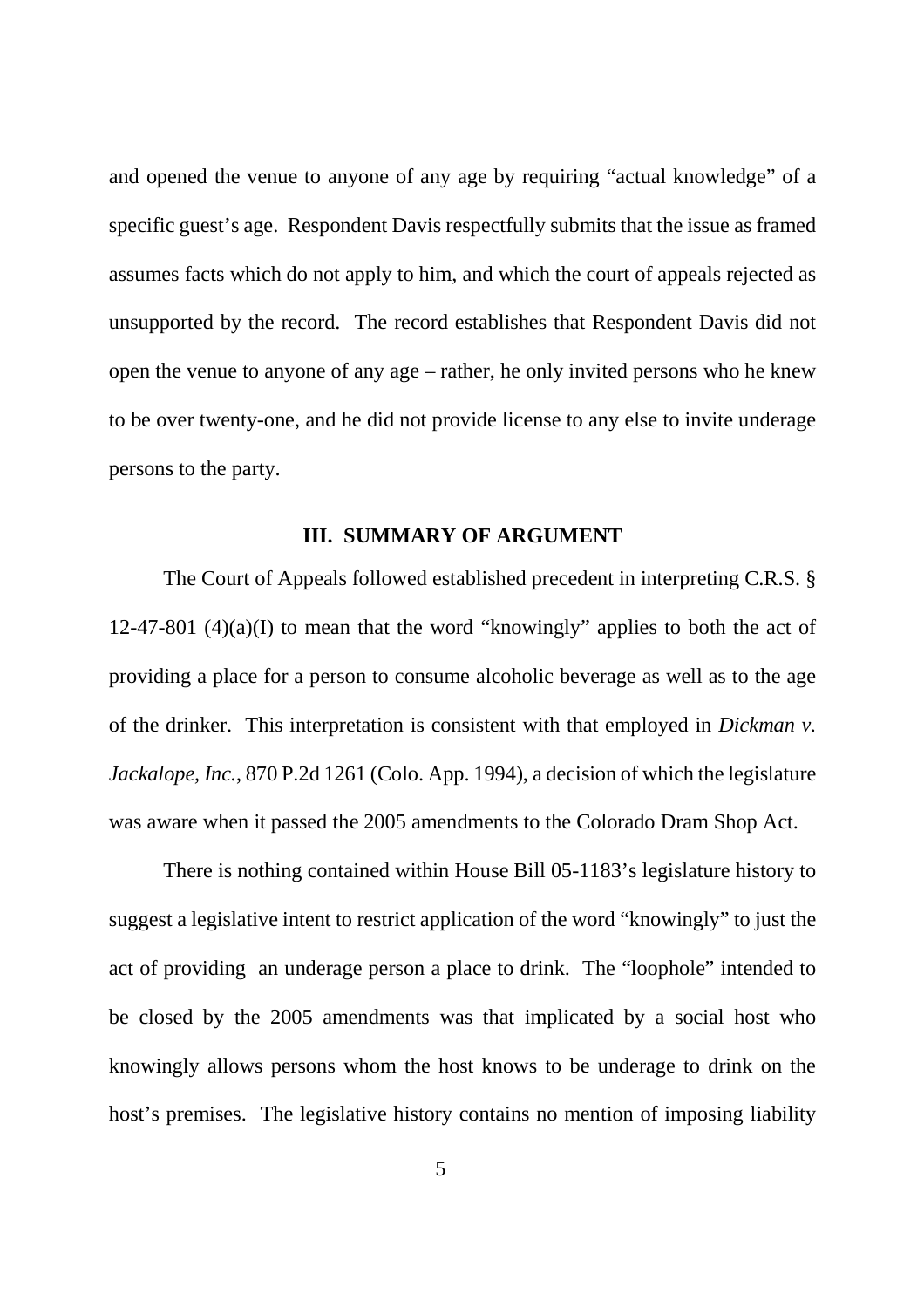and opened the venue to anyone of any age by requiring "actual knowledge" of a specific guest's age. Respondent Davis respectfully submits that the issue as framed assumes facts which do not apply to him, and which the court of appeals rejected as unsupported by the record. The record establishes that Respondent Davis did not open the venue to anyone of any age – rather, he only invited persons who he knew to be over twenty-one, and he did not provide license to any else to invite underage persons to the party.

## III. SUMMARY OF ARGUMENT

The Court of Appeals followed established precedent in interpreting C.R.S. § 12-47-801 (4)(a)(I) to mean that the word "knowingly" applies to both the act of providing a place for a person to consume alcoholic beverage as well as to the age of the drinker. This interpretation is consistent with that employed in *Dickman v. Jackalope, Inc.*, 870 P.2d 1261 (Colo. App. 1994), a decision of which the legislature was aware when it passed the 2005 amendments to the Colorado Dram Shop Act.

There is nothing contained within House Bill 05-1183's legislature history to suggest a legislative intent to restrict application of the word "knowingly" to just the act of providing an underage person a place to drink. The "loophole" intended to be closed by the 2005 amendments was that implicated by a social host who knowingly allows persons whom the host knows to be underage to drink on the host's premises. The legislative history contains no mention of imposing liability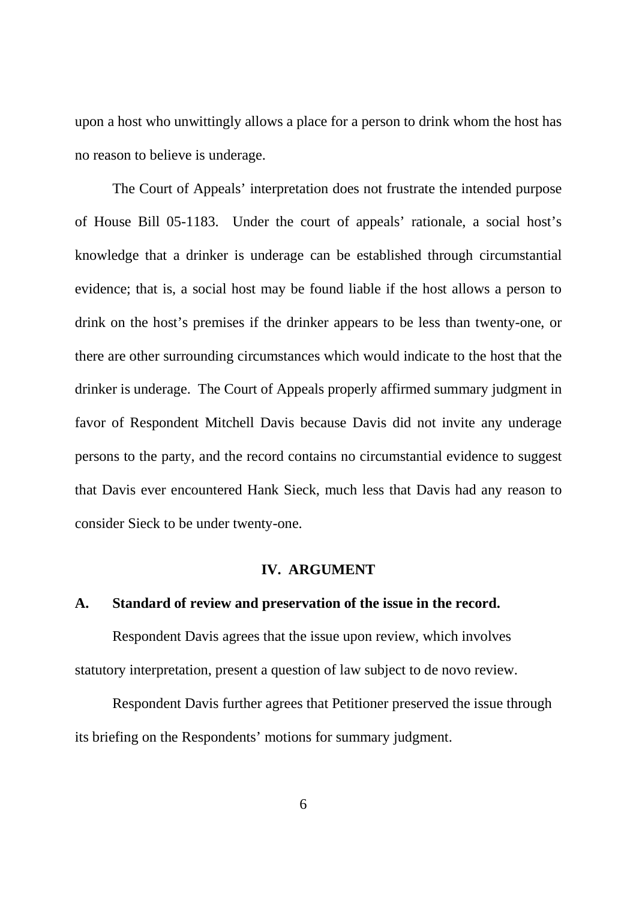upon a host who unwittingly allows a place for a person to drink whom the host has no reason to believe is underage.

The Court of Appeals' interpretation does not frustrate the intended purpose of House Bill 05-1183. Under the court of appeals' rationale, a social host's knowledge that a drinker is underage can be established through circumstantial evidence; that is, a social host may be found liable if the host allows a person to drink on the host's premises if the drinker appears to be less than twenty-one, or there are other surrounding circumstances which would indicate to the host that the drinker is underage. The Court of Appeals properly affirmed summary judgment in favor of Respondent Mitchell Davis because Davis did not invite any underage persons to the party, and the record contains no circumstantial evidence to suggest that Davis ever encountered Hank Sieck, much less that Davis had any reason to consider Sieck to be under twenty-one.

## IV. ARGUMENT

### A. Standard of review and preservation of the issue in the record.

Respondent Davis agrees that the issue upon review, which involves statutory interpretation, present a question of law subject to de novo review.

Respondent Davis further agrees that Petitioner preserved the issue through its briefing on the Respondents' motions for summary judgment.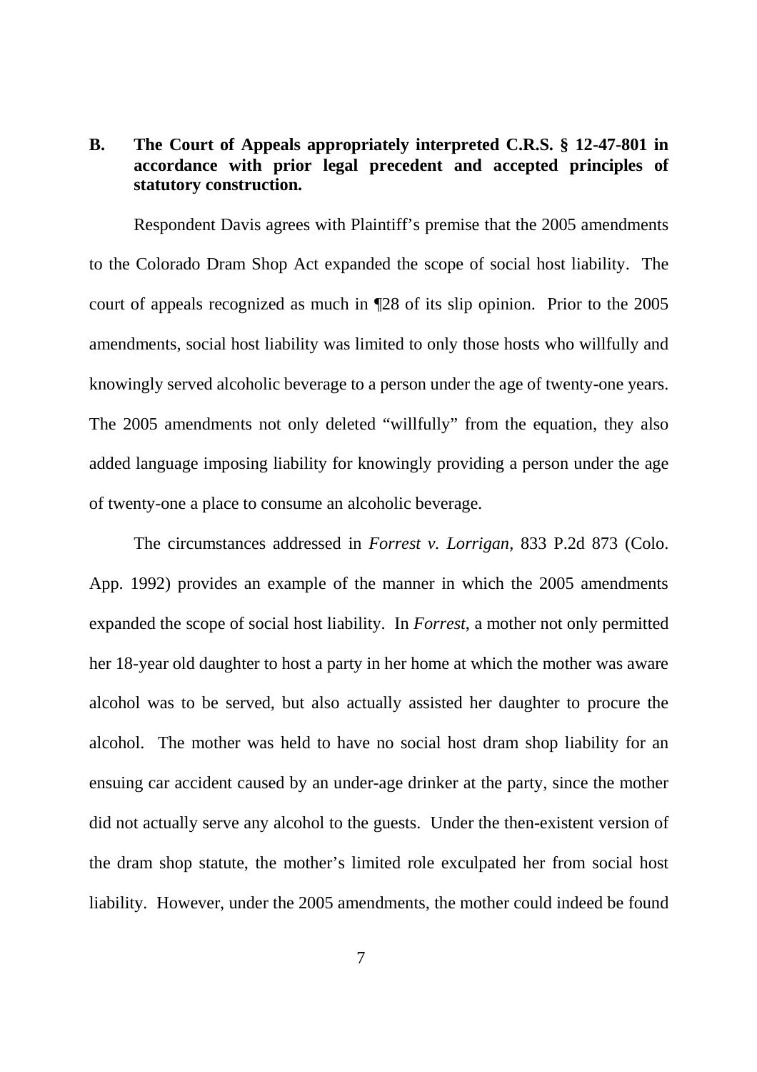### B. The Court of Appeals appropriately interpreted C.R.S. § 12-47-801 in accordance with prior legal precedent and accepted principles of statutory construction.

Respondent Davis agrees with Plaintiff's premise that the 2005 amendments to the Colorado Dram Shop Act expanded the scope of social host liability. The court of appeals recognized as much in ¶28 of its slip opinion. Prior to the 2005 amendments, social host liability was limited to only those hosts who willfully and knowingly served alcoholic beverage to a person under the age of twenty-one years. The 2005 amendments not only deleted "willfully" from the equation, they also added language imposing liability for knowingly providing a person under the age of twenty-one a place to consume an alcoholic beverage.

The circumstances addressed in *Forrest v. Lorrigan*, 833 P.2d 873 (Colo. App. 1992) provides an example of the manner in which the 2005 amendments expanded the scope of social host liability. In *Forrest*, a mother not only permitted her 18-year old daughter to host a party in her home at which the mother was aware alcohol was to be served, but also actually assisted her daughter to procure the alcohol. The mother was held to have no social host dram shop liability for an ensuing car accident caused by an under-age drinker at the party, since the mother did not actually serve any alcohol to the guests. Under the then-existent version of the dram shop statute, the mother's limited role exculpated her from social host liability. However, under the 2005 amendments, the mother could indeed be found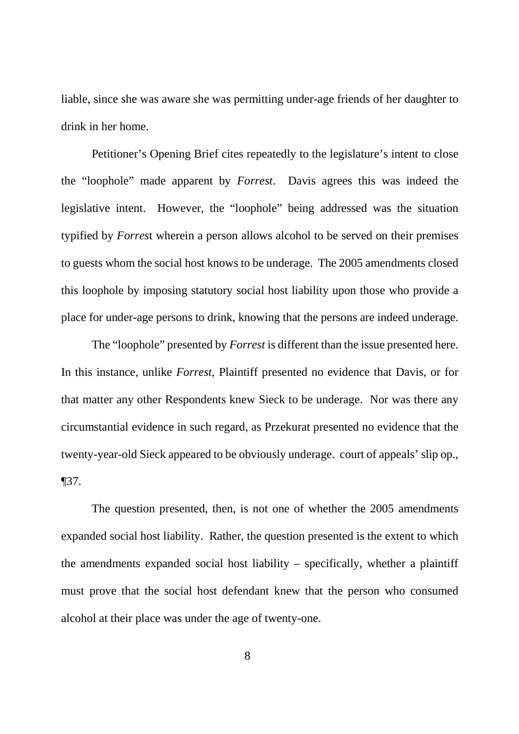liable, since she was aware she was permitting under-age friends of her daughter to drink in her home.

Petitioner's Opening Brief cites repeatedly to the legislature's intent to close the "loophole" made apparent by *Forrest*. Davis agrees this was indeed the legislative intent. However, the "loophole" being addressed was the situation typified by *Forres*t wherein a person allows alcohol to be served on their premises to guests whom the social host knows to be underage. The 2005 amendments closed this loophole by imposing statutory social host liability upon those who provide a place for under-age persons to drink, knowing that the persons are indeed underage.

The "loophole" presented by *Forrest* is different than the issue presented here. In this instance, unlike *Forrest*, Plaintiff presented no evidence that Davis, or for that matter any other Respondents knew Sieck to be underage. Nor was there any circumstantial evidence in such regard, as Przekurat presented no evidence that the twenty-year-old Sieck appeared to be obviously underage. court of appeals' slip op., ¶37.

The question presented, then, is not one of whether the 2005 amendments expanded social host liability. Rather, the question presented is the extent to which the amendments expanded social host liability – specifically, whether a plaintiff must prove that the social host defendant knew that the person who consumed alcohol at their place was under the age of twenty-one.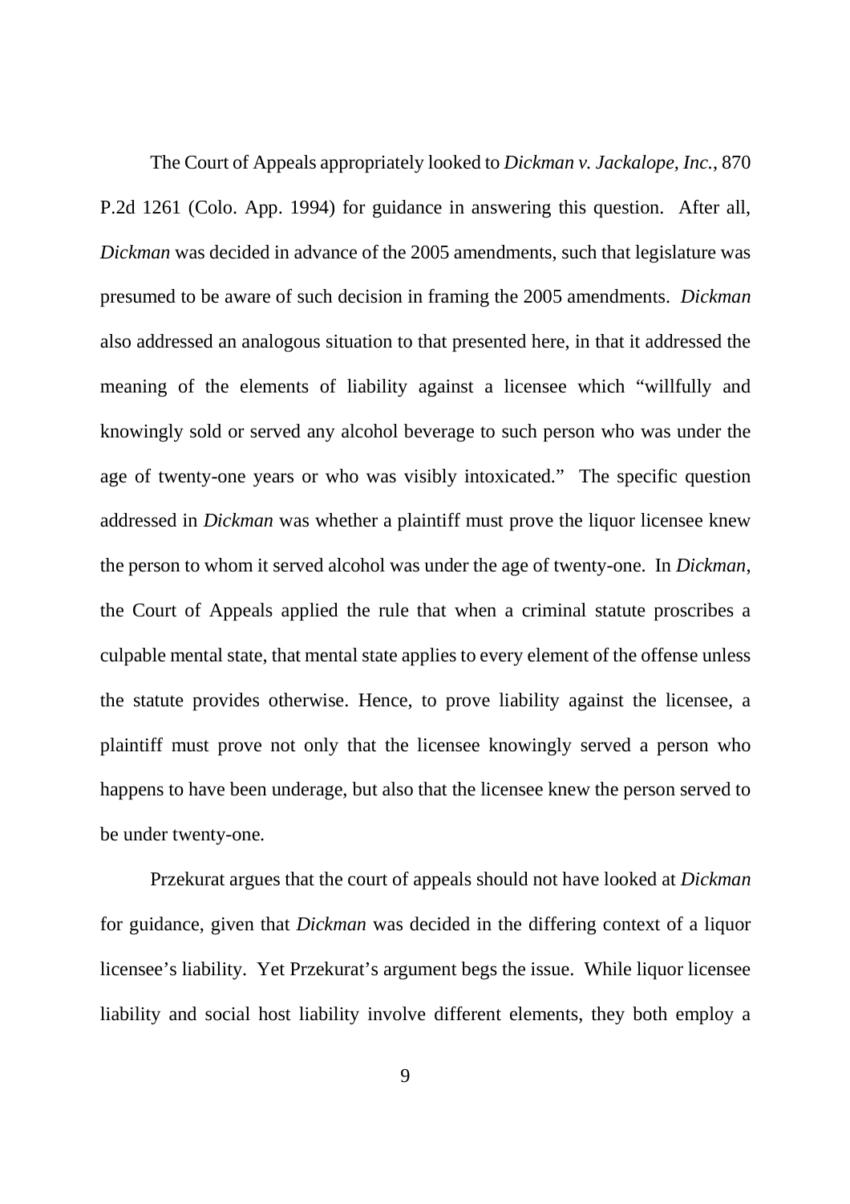The Court of Appeals appropriately looked to *Dickman v. Jackalope, Inc.*, 870 P.2d 1261 (Colo. App. 1994) for guidance in answering this question. After all, *Dickman* was decided in advance of the 2005 amendments, such that legislature was presumed to be aware of such decision in framing the 2005 amendments. *Dickman* also addressed an analogous situation to that presented here, in that it addressed the meaning of the elements of liability against a licensee which "willfully and knowingly sold or served any alcohol beverage to such person who was under the age of twenty-one years or who was visibly intoxicated." The specific question addressed in *Dickman* was whether a plaintiff must prove the liquor licensee knew the person to whom it served alcohol was under the age of twenty-one. In *Dickman*, the Court of Appeals applied the rule that when a criminal statute proscribes a culpable mental state, that mental state applies to every element of the offense unless the statute provides otherwise. Hence, to prove liability against the licensee, a plaintiff must prove not only that the licensee knowingly served a person who happens to have been underage, but also that the licensee knew the person served to be under twenty-one.

Przekurat argues that the court of appeals should not have looked at *Dickman* for guidance, given that *Dickman* was decided in the differing context of a liquor licensee's liability. Yet Przekurat's argument begs the issue. While liquor licensee liability and social host liability involve different elements, they both employ a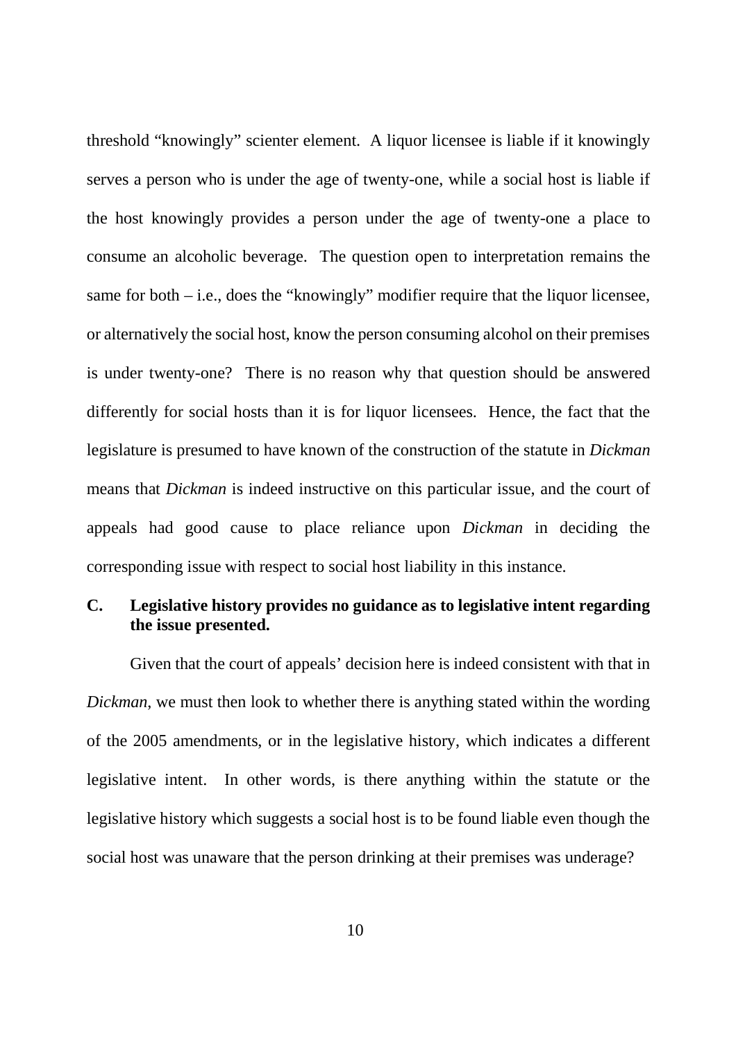threshold "knowingly" scienter element. A liquor licensee is liable if it knowingly serves a person who is under the age of twenty-one, while a social host is liable if the host knowingly provides a person under the age of twenty-one a place to consume an alcoholic beverage. The question open to interpretation remains the same for both – i.e., does the "knowingly" modifier require that the liquor licensee, or alternatively the social host, know the person consuming alcohol on their premises is under twenty-one? There is no reason why that question should be answered differently for social hosts than it is for liquor licensees. Hence, the fact that the legislature is presumed to have known of the construction of the statute in *Dickman* means that *Dickman* is indeed instructive on this particular issue, and the court of appeals had good cause to place reliance upon *Dickman* in deciding the corresponding issue with respect to social host liability in this instance.

### C. Legislative history provides no guidance as to legislative intent regarding the issue presented.

Given that the court of appeals' decision here is indeed consistent with that in *Dickman*, we must then look to whether there is anything stated within the wording of the 2005 amendments, or in the legislative history, which indicates a different legislative intent. In other words, is there anything within the statute or the legislative history which suggests a social host is to be found liable even though the social host was unaware that the person drinking at their premises was underage?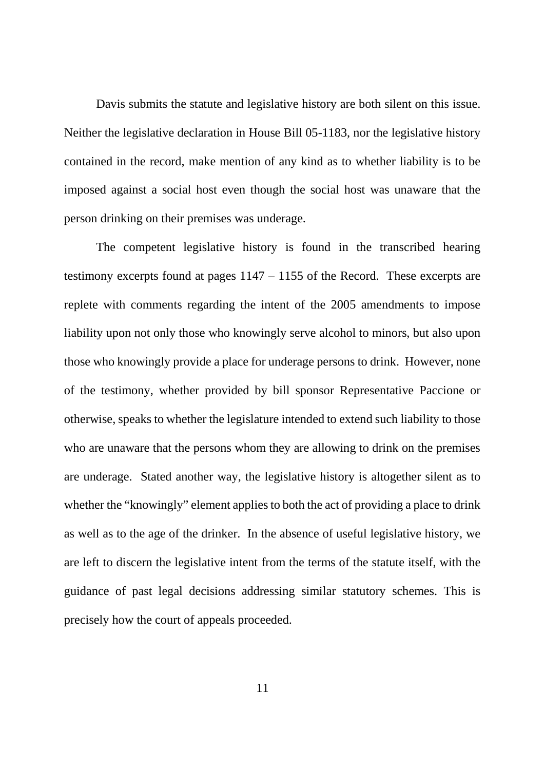Davis submits the statute and legislative history are both silent on this issue. Neither the legislative declaration in House Bill 05-1183, nor the legislative history contained in the record, make mention of any kind as to whether liability is to be imposed against a social host even though the social host was unaware that the person drinking on their premises was underage.

The competent legislative history is found in the transcribed hearing testimony excerpts found at pages 1147 – 1155 of the Record. These excerpts are replete with comments regarding the intent of the 2005 amendments to impose liability upon not only those who knowingly serve alcohol to minors, but also upon those who knowingly provide a place for underage persons to drink. However, none of the testimony, whether provided by bill sponsor Representative Paccione or otherwise, speaks to whether the legislature intended to extend such liability to those who are unaware that the persons whom they are allowing to drink on the premises are underage. Stated another way, the legislative history is altogether silent as to whether the "knowingly" element applies to both the act of providing a place to drink as well as to the age of the drinker. In the absence of useful legislative history, we are left to discern the legislative intent from the terms of the statute itself, with the guidance of past legal decisions addressing similar statutory schemes. This is precisely how the court of appeals proceeded.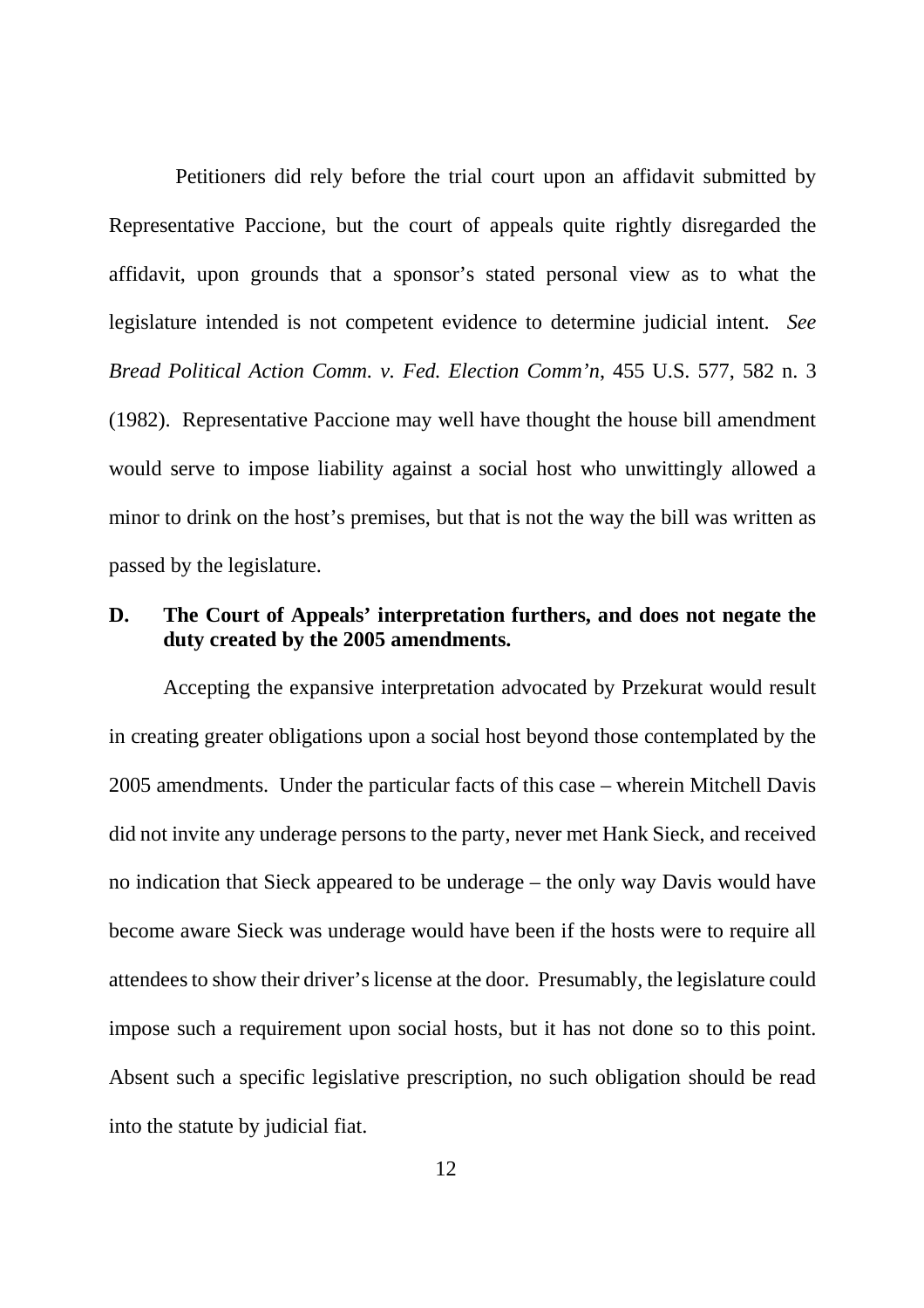Petitioners did rely before the trial court upon an affidavit submitted by Representative Paccione, but the court of appeals quite rightly disregarded the affidavit, upon grounds that a sponsor's stated personal view as to what the legislature intended is not competent evidence to determine judicial intent. *See Bread Political Action Comm. v. Fed. Election Comm'n*, 455 U.S. 577, 582 n. 3 (1982). Representative Paccione may well have thought the house bill amendment would serve to impose liability against a social host who unwittingly allowed a minor to drink on the host's premises, but that is not the way the bill was written as passed by the legislature.

### D. The Court of Appeals' interpretation furthers, and does not negate the duty created by the 2005 amendments.

Accepting the expansive interpretation advocated by Przekurat would result in creating greater obligations upon a social host beyond those contemplated by the 2005 amendments. Under the particular facts of this case – wherein Mitchell Davis did not invite any underage persons to the party, never met Hank Sieck, and received no indication that Sieck appeared to be underage – the only way Davis would have become aware Sieck was underage would have been if the hosts were to require all attendees to show their driver's license at the door. Presumably, the legislature could impose such a requirement upon social hosts, but it has not done so to this point. Absent such a specific legislative prescription, no such obligation should be read into the statute by judicial fiat.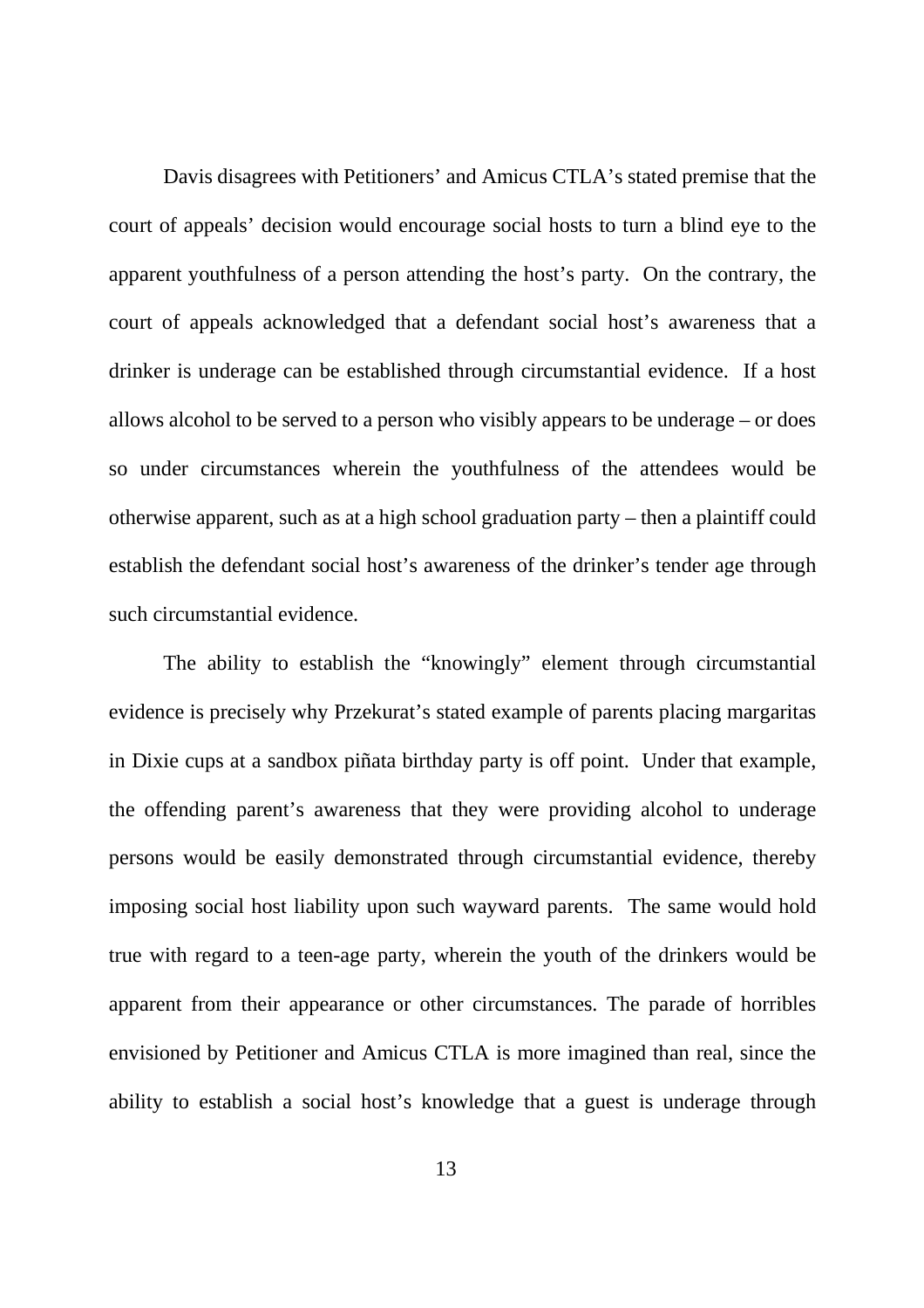Davis disagrees with Petitioners' and Amicus CTLA's stated premise that the court of appeals' decision would encourage social hosts to turn a blind eye to the apparent youthfulness of a person attending the host's party. On the contrary, the court of appeals acknowledged that a defendant social host's awareness that a drinker is underage can be established through circumstantial evidence. If a host allows alcohol to be served to a person who visibly appears to be underage – or does so under circumstances wherein the youthfulness of the attendees would be otherwise apparent, such as at a high school graduation party – then a plaintiff could establish the defendant social host's awareness of the drinker's tender age through such circumstantial evidence.

The ability to establish the "knowingly" element through circumstantial evidence is precisely why Przekurat's stated example of parents placing margaritas in Dixie cups at a sandbox piñata birthday party is off point. Under that example, the offending parent's awareness that they were providing alcohol to underage persons would be easily demonstrated through circumstantial evidence, thereby imposing social host liability upon such wayward parents. The same would hold true with regard to a teen-age party, wherein the youth of the drinkers would be apparent from their appearance or other circumstances. The parade of horribles envisioned by Petitioner and Amicus CTLA is more imagined than real, since the ability to establish a social host's knowledge that a guest is underage through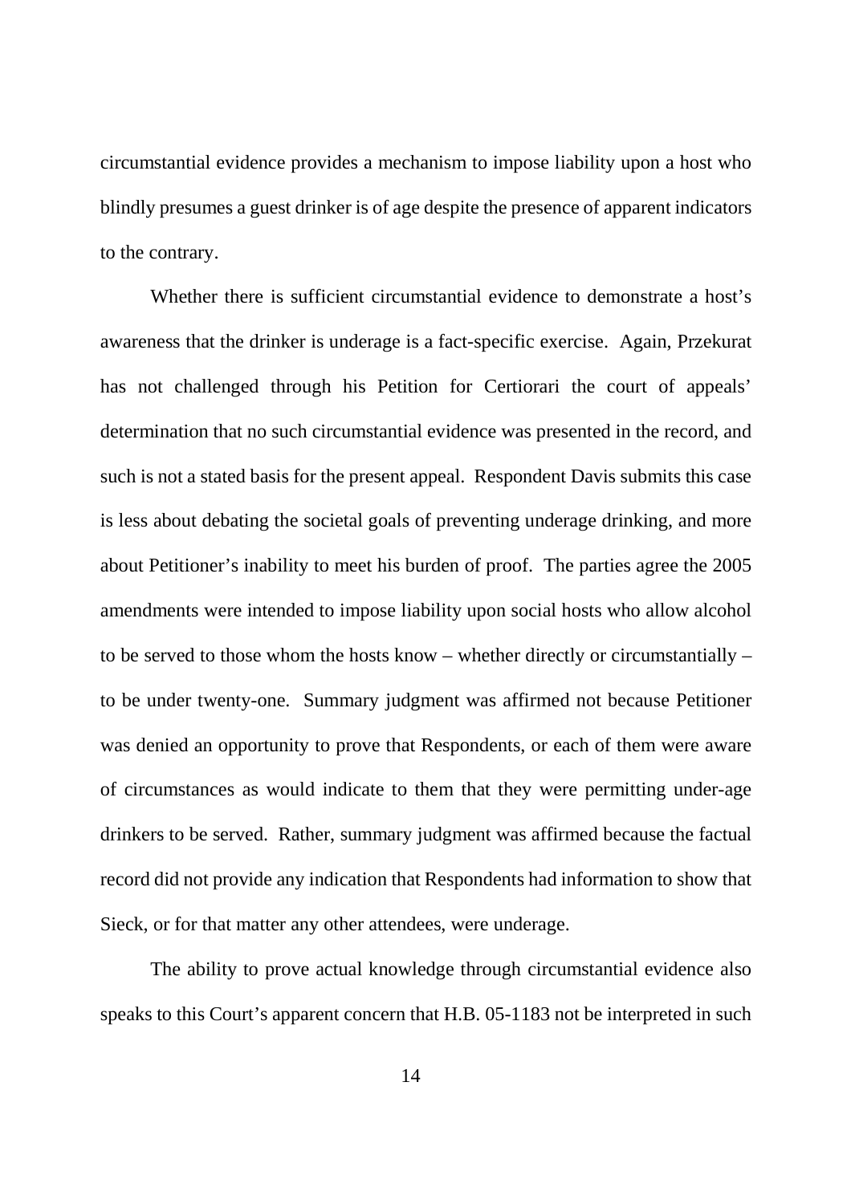circumstantial evidence provides a mechanism to impose liability upon a host who blindly presumes a guest drinker is of age despite the presence of apparent indicators to the contrary.

Whether there is sufficient circumstantial evidence to demonstrate a host's awareness that the drinker is underage is a fact-specific exercise. Again, Przekurat has not challenged through his Petition for Certiorari the court of appeals' determination that no such circumstantial evidence was presented in the record, and such is not a stated basis for the present appeal. Respondent Davis submits this case is less about debating the societal goals of preventing underage drinking, and more about Petitioner's inability to meet his burden of proof. The parties agree the 2005 amendments were intended to impose liability upon social hosts who allow alcohol to be served to those whom the hosts know – whether directly or circumstantially – to be under twenty-one. Summary judgment was affirmed not because Petitioner was denied an opportunity to prove that Respondents, or each of them were aware of circumstances as would indicate to them that they were permitting under-age drinkers to be served. Rather, summary judgment was affirmed because the factual record did not provide any indication that Respondents had information to show that Sieck, or for that matter any other attendees, were underage.

The ability to prove actual knowledge through circumstantial evidence also speaks to this Court's apparent concern that H.B. 05-1183 not be interpreted in such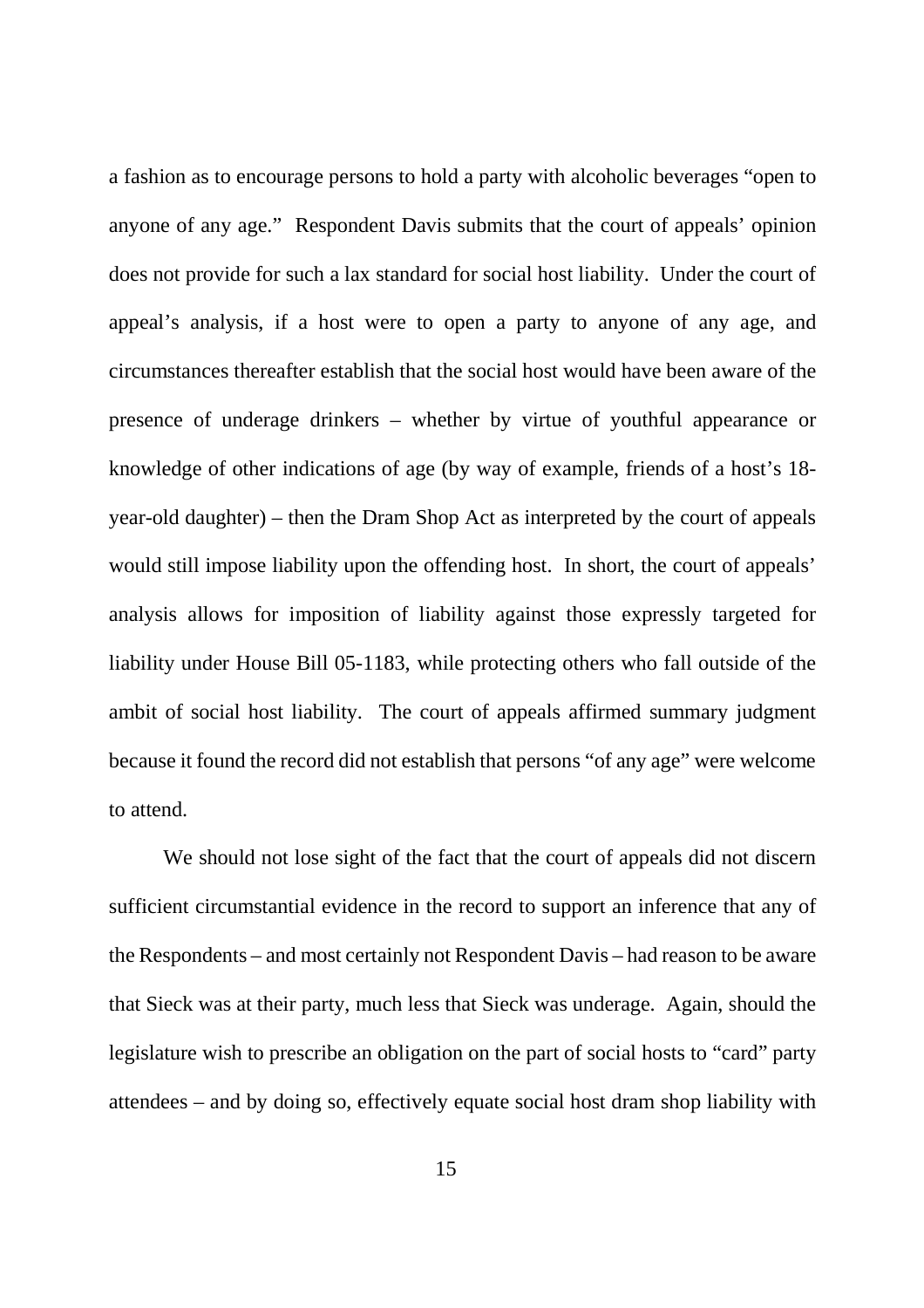a fashion as to encourage persons to hold a party with alcoholic beverages "open to anyone of any age." Respondent Davis submits that the court of appeals' opinion does not provide for such a lax standard for social host liability. Under the court of appeal's analysis, if a host were to open a party to anyone of any age, and circumstances thereafter establish that the social host would have been aware of the presence of underage drinkers – whether by virtue of youthful appearance or knowledge of other indications of age (by way of example, friends of a host's 18-year-old daughter) – then the Dram Shop Act as interpreted by the court of appeals would still impose liability upon the offending host. In short, the court of appeals' analysis allows for imposition of liability against those expressly targeted for liability under House Bill 05-1183, while protecting others who fall outside of the ambit of social host liability. The court of appeals affirmed summary judgment because it found the record did not establish that persons "of any age" were welcome to attend.

We should not lose sight of the fact that the court of appeals did not discern sufficient circumstantial evidence in the record to support an inference that any of the Respondents – and most certainly not Respondent Davis – had reason to be aware that Sieck was at their party, much less that Sieck was underage. Again, should the legislature wish to prescribe an obligation on the part of social hosts to "card" party attendees – and by doing so, effectively equate social host dram shop liability with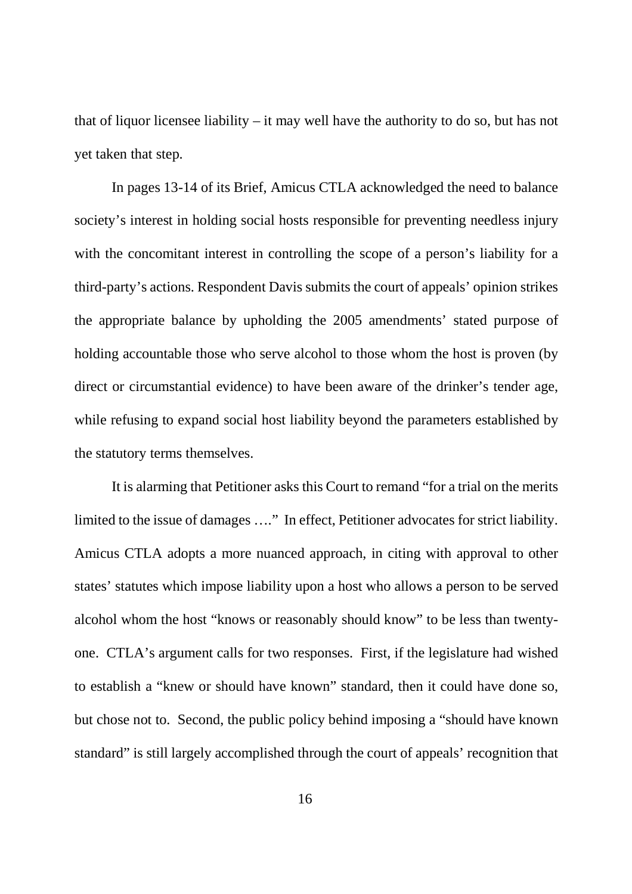that of liquor licensee liability – it may well have the authority to do so, but has not yet taken that step.

In pages 13-14 of its Brief, Amicus CTLA acknowledged the need to balance society's interest in holding social hosts responsible for preventing needless injury with the concomitant interest in controlling the scope of a person's liability for a third-party's actions. Respondent Davis submits the court of appeals' opinion strikes the appropriate balance by upholding the 2005 amendments' stated purpose of holding accountable those who serve alcohol to those whom the host is proven (by direct or circumstantial evidence) to have been aware of the drinker's tender age, while refusing to expand social host liability beyond the parameters established by the statutory terms themselves.

It is alarming that Petitioner asks this Court to remand "for a trial on the merits limited to the issue of damages …." In effect, Petitioner advocates for strict liability. Amicus CTLA adopts a more nuanced approach, in citing with approval to other states' statutes which impose liability upon a host who allows a person to be served alcohol whom the host "knows or reasonably should know" to be less than twenty-one. CTLA's argument calls for two responses. First, if the legislature had wished to establish a "knew or should have known" standard, then it could have done so, but chose not to. Second, the public policy behind imposing a "should have known standard" is still largely accomplished through the court of appeals' recognition that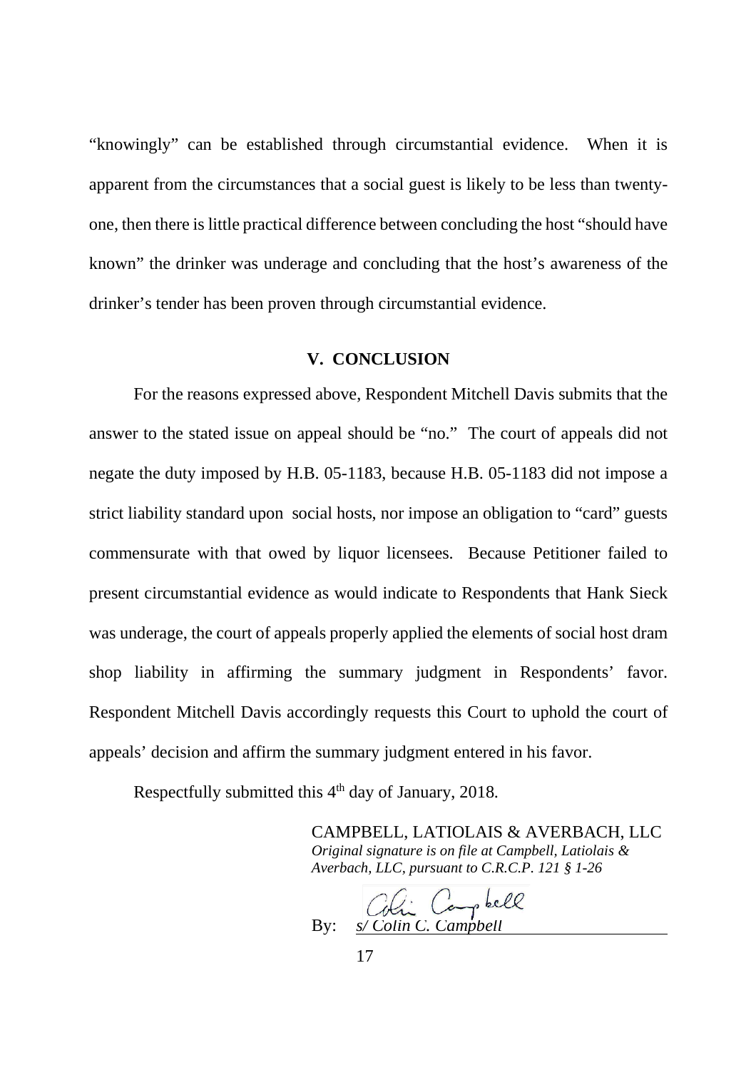"knowingly" can be established through circumstantial evidence. When it is apparent from the circumstances that a social guest is likely to be less than twenty-one, then there is little practical difference between concluding the host "should have known" the drinker was underage and concluding that the host's awareness of the drinker's tender has been proven through circumstantial evidence.

## V. CONCLUSION

For the reasons expressed above, Respondent Mitchell Davis submits that the answer to the stated issue on appeal should be "no." The court of appeals did not negate the duty imposed by H.B. 05-1183, because H.B. 05-1183 did not impose a strict liability standard upon social hosts, nor impose an obligation to "card" guests commensurate with that owed by liquor licensees. Because Petitioner failed to present circumstantial evidence as would indicate to Respondents that Hank Sieck was underage, the court of appeals properly applied the elements of social host dram shop liability in affirming the summary judgment in Respondents' favor. Respondent Mitchell Davis accordingly requests this Court to uphold the court of appeals' decision and affirm the summary judgment entered in his favor.

Respectfully submitted this 4th day of January, 2018.

CAMPBELL, LATIOLAIS & AVERBACH, LLC
*Original signature is on file at Campbell, Latiolais & Averbach, LLC, pursuant to C.R.C.P. 121 § 1-26*

By: *s/ Colin C. Campbell*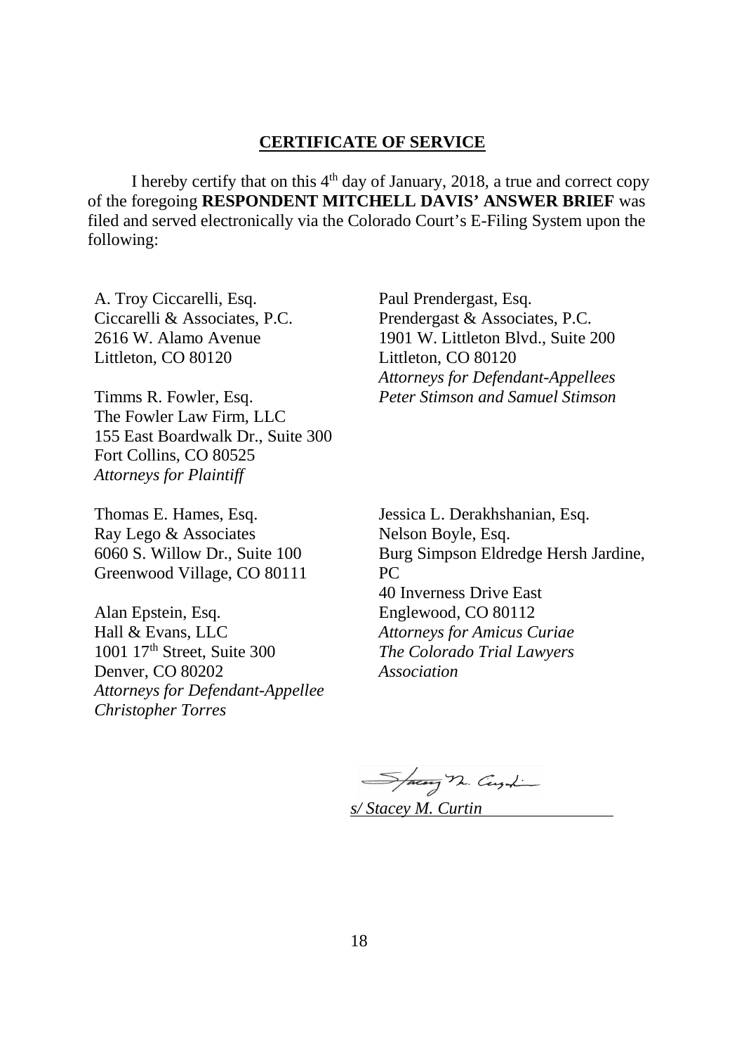## CERTIFICATE OF SERVICE

I hereby certify that on this 4th day of January, 2018, a true and correct copy of the foregoing **RESPONDENT MITCHELL DAVIS' ANSWER BRIEF** was filed and served electronically via the Colorado Court's E-Filing System upon the following:

A. Troy Ciccarelli, Esq.
Ciccarelli & Associates, P.C.
2616 W. Alamo Avenue
Littleton, CO 80120

Timms R. Fowler, Esq.
The Fowler Law Firm, LLC
155 East Boardwalk Dr., Suite 300
Fort Collins, CO 80525
*Attorneys for Plaintiff*

Paul Prendergast, Esq.
Prendergast & Associates, P.C.
1901 W. Littleton Blvd., Suite 200
Littleton, CO 80120
*Attorneys for Defendant-Appellees Peter Stimson and Samuel Stimson*

Thomas E. Hames, Esq.
Ray Lego & Associates
6060 S. Willow Dr., Suite 100
Greenwood Village, CO 80111

Alan Epstein, Esq.
Hall & Evans, LLC
1001 17th Street, Suite 300
Denver, CO 80202
*Attorneys for Defendant-Appellee Christopher Torres*

Jessica L. Derakhshanian, Esq.
Nelson Boyle, Esq.
Burg Simpson Eldredge Hersh Jardine, PC
40 Inverness Drive East
Englewood, CO 80112
*Attorneys for Amicus Curiae The Colorado Trial Lawyers Association*

*s/ Stacey M. Curtin*